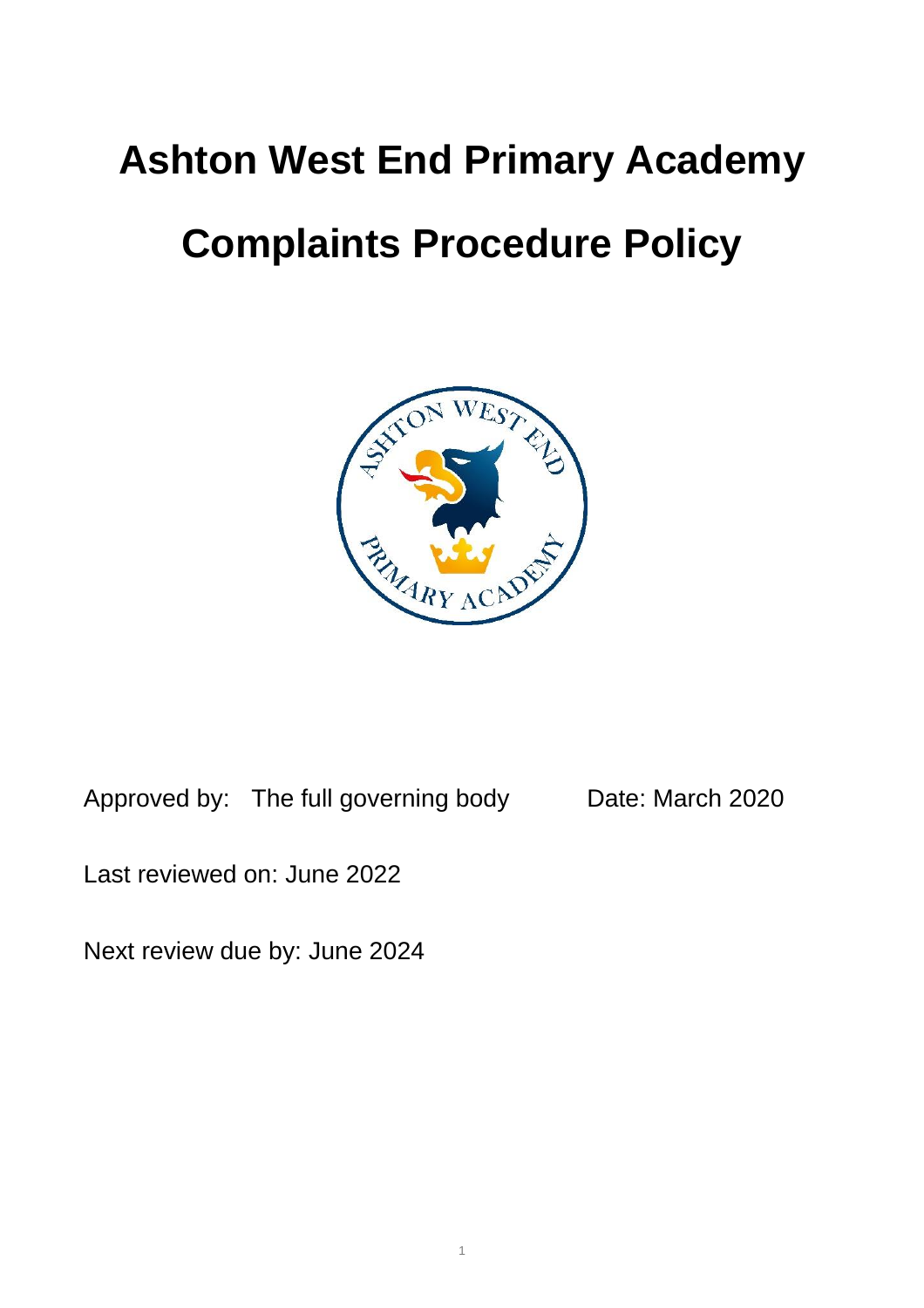# Ashton West End Primary Academy

# Complaints Procedure Policy

Approved by: The full governing body Date: March 2020

Last reviewed on: June 2022

Next review due by: June 2024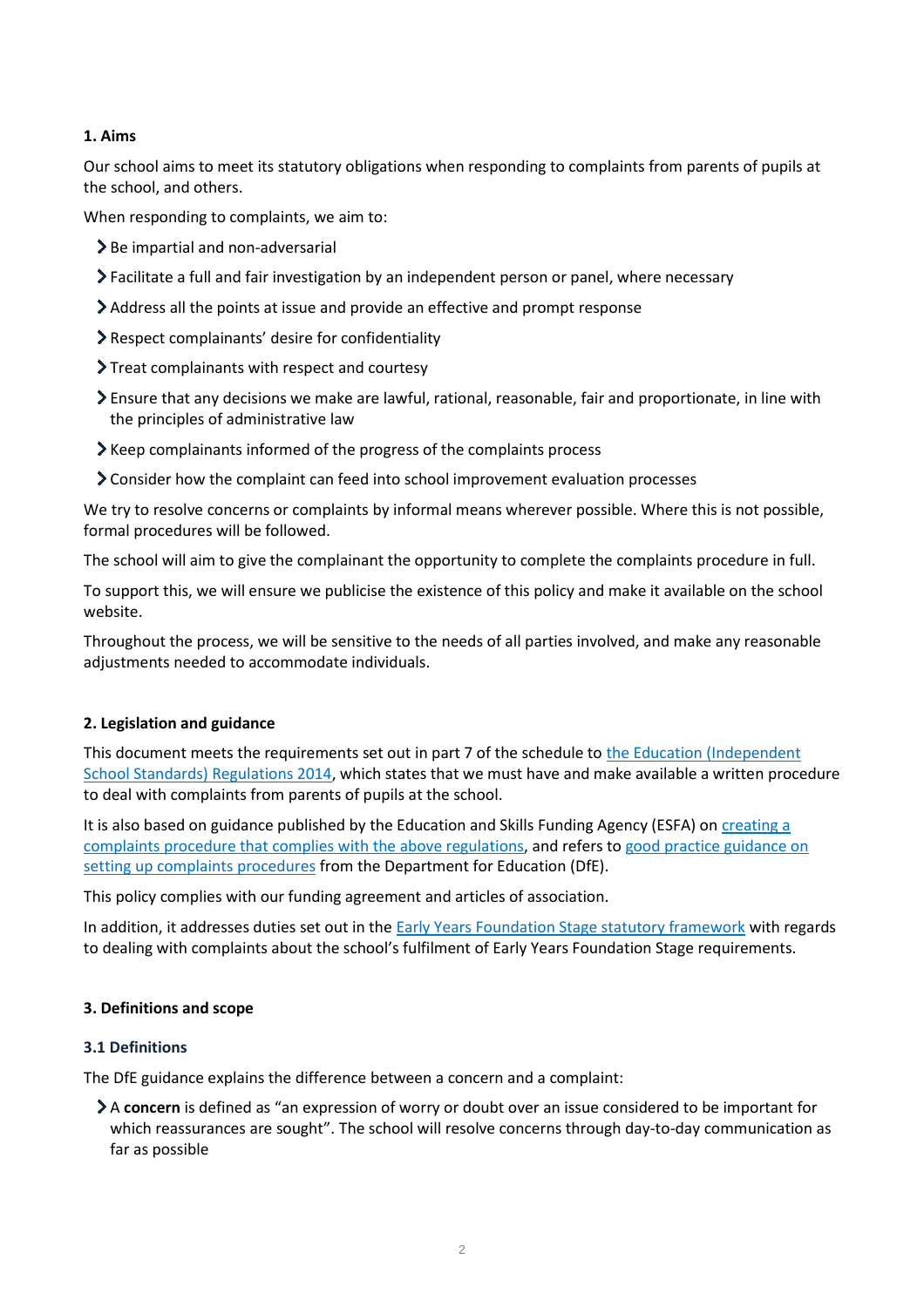## 1. Aims

Our school aims to meet its statutory obligations when responding to complaints from parents of pupils at the school, and others.

When responding to complaints, we aim to:

- Be impartial and non-adversarial
- Facilitate a full and fair investigation by an independent person or panel, where necessary
- Address all the points at issue and provide an effective and prompt response
- Respect complainants' desire for confidentiality
- Treat complainants with respect and courtesy
- Ensure that any decisions we make are lawful, rational, reasonable, fair and proportionate, in line with the principles of administrative law
- Keep complainants informed of the progress of the complaints process
- Consider how the complaint can feed into school improvement evaluation processes

We try to resolve concerns or complaints by informal means wherever possible. Where this is not possible, formal procedures will be followed.

The school will aim to give the complainant the opportunity to complete the complaints procedure in full.

To support this, we will ensure we publicise the existence of this policy and make it available on the school website.

Throughout the process, we will be sensitive to the needs of all parties involved, and make any reasonable adjustments needed to accommodate individuals.

## 2. Legislation and guidance

This document meets the requirements set out in part 7 of the schedule to the Education (Independent School Standards) Regulations 2014, which states that we must have and make available a written procedure to deal with complaints from parents of pupils at the school.

It is also based on guidance published by the Education and Skills Funding Agency (ESFA) on creating a complaints procedure that complies with the above regulations, and refers to good practice guidance on setting up complaints procedures from the Department for Education (DfE).

This policy complies with our funding agreement and articles of association.

In addition, it addresses duties set out in the Early Years Foundation Stage statutory framework with regards to dealing with complaints about the school's fulfilment of Early Years Foundation Stage requirements.

## 3. Definitions and scope

### 3.1 Definitions

The DfE guidance explains the difference between a concern and a complaint:

- A **concern** is defined as "an expression of worry or doubt over an issue considered to be important for which reassurances are sought". The school will resolve concerns through day-to-day communication as far as possible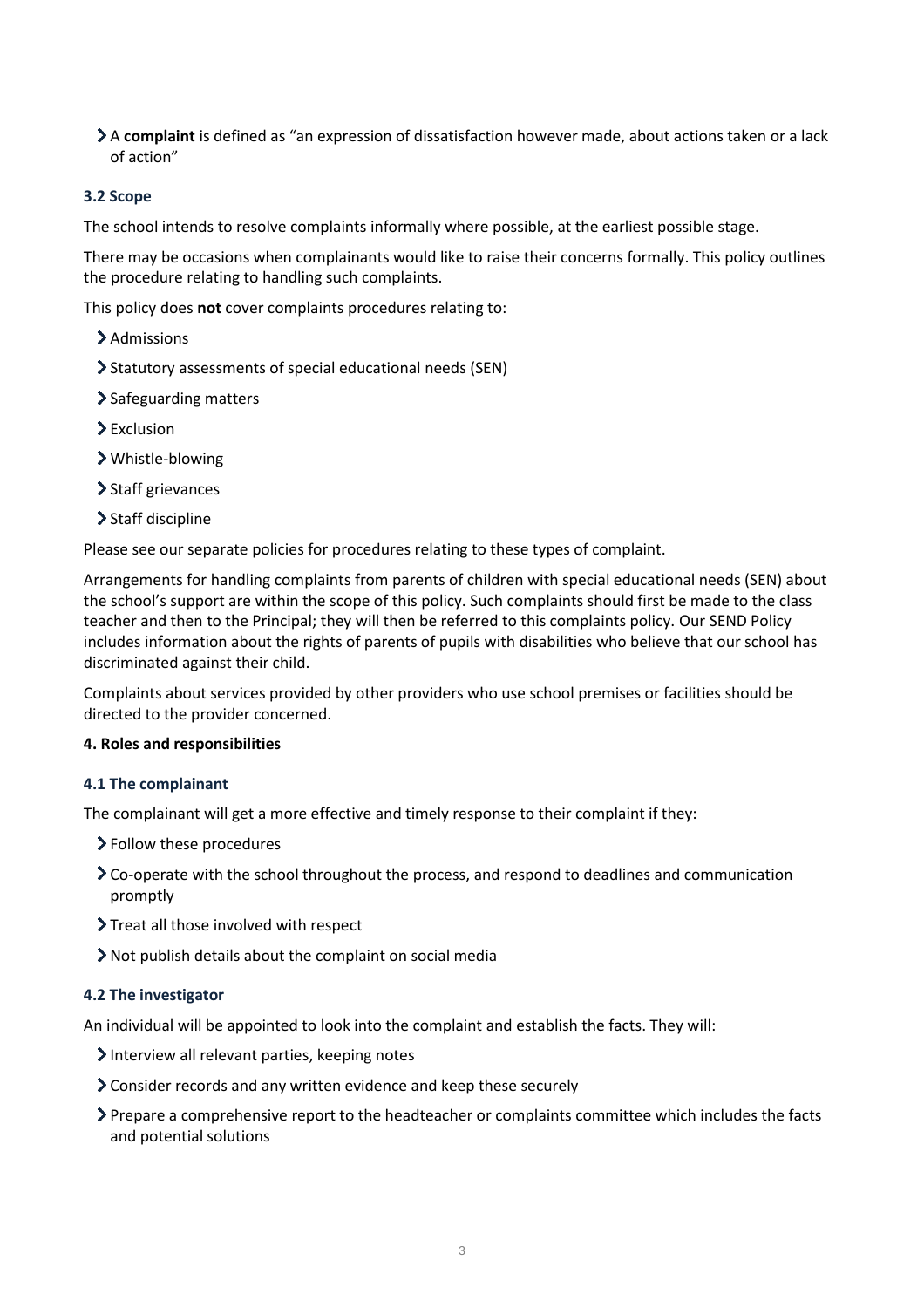- A **complaint** is defined as "an expression of dissatisfaction however made, about actions taken or a lack of action"

### 3.2 Scope

The school intends to resolve complaints informally where possible, at the earliest possible stage.

There may be occasions when complainants would like to raise their concerns formally. This policy outlines the procedure relating to handling such complaints.

This policy does **not** cover complaints procedures relating to:

- Admissions
- Statutory assessments of special educational needs (SEN)
- Safeguarding matters
- Exclusion
- Whistle-blowing
- Staff grievances
- Staff discipline

Please see our separate policies for procedures relating to these types of complaint.

Arrangements for handling complaints from parents of children with special educational needs (SEN) about the school's support are within the scope of this policy. Such complaints should first be made to the class teacher and then to the Principal; they will then be referred to this complaints policy. Our SEND Policy includes information about the rights of parents of pupils with disabilities who believe that our school has discriminated against their child.

Complaints about services provided by other providers who use school premises or facilities should be directed to the provider concerned.

## 4. Roles and responsibilities

### 4.1 The complainant

The complainant will get a more effective and timely response to their complaint if they:

- Follow these procedures
- Co-operate with the school throughout the process, and respond to deadlines and communication promptly
- Treat all those involved with respect
- Not publish details about the complaint on social media

### 4.2 The investigator

An individual will be appointed to look into the complaint and establish the facts. They will:

- Interview all relevant parties, keeping notes
- Consider records and any written evidence and keep these securely
- Prepare a comprehensive report to the headteacher or complaints committee which includes the facts and potential solutions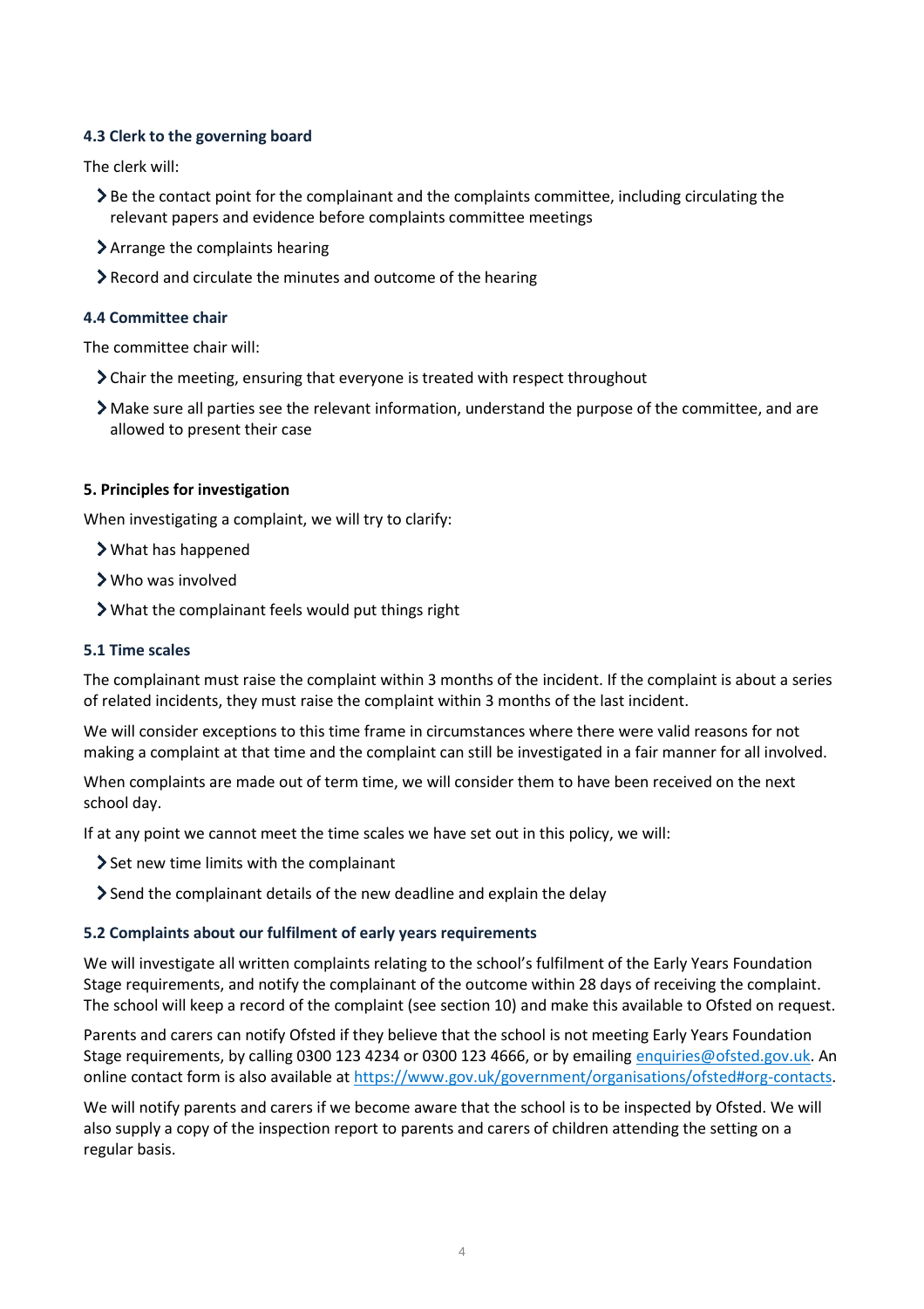### 4.3 Clerk to the governing board

The clerk will:

- Be the contact point for the complainant and the complaints committee, including circulating the relevant papers and evidence before complaints committee meetings
- Arrange the complaints hearing
- Record and circulate the minutes and outcome of the hearing

### 4.4 Committee chair

The committee chair will:

- Chair the meeting, ensuring that everyone is treated with respect throughout
- Make sure all parties see the relevant information, understand the purpose of the committee, and are allowed to present their case

## 5. Principles for investigation

When investigating a complaint, we will try to clarify:

- What has happened
- Who was involved
- What the complainant feels would put things right

### 5.1 Time scales

The complainant must raise the complaint within 3 months of the incident. If the complaint is about a series of related incidents, they must raise the complaint within 3 months of the last incident.

We will consider exceptions to this time frame in circumstances where there were valid reasons for not making a complaint at that time and the complaint can still be investigated in a fair manner for all involved.

When complaints are made out of term time, we will consider them to have been received on the next school day.

If at any point we cannot meet the time scales we have set out in this policy, we will:

- Set new time limits with the complainant
- Send the complainant details of the new deadline and explain the delay

### 5.2 Complaints about our fulfilment of early years requirements

We will investigate all written complaints relating to the school's fulfilment of the Early Years Foundation Stage requirements, and notify the complainant of the outcome within 28 days of receiving the complaint. The school will keep a record of the complaint (see section 10) and make this available to Ofsted on request.

Parents and carers can notify Ofsted if they believe that the school is not meeting Early Years Foundation Stage requirements, by calling 0300 123 4234 or 0300 123 4666, or by emailing enquiries@ofsted.gov.uk. An online contact form is also available at https://www.gov.uk/government/organisations/ofsted#org-contacts.

We will notify parents and carers if we become aware that the school is to be inspected by Ofsted. We will also supply a copy of the inspection report to parents and carers of children attending the setting on a regular basis.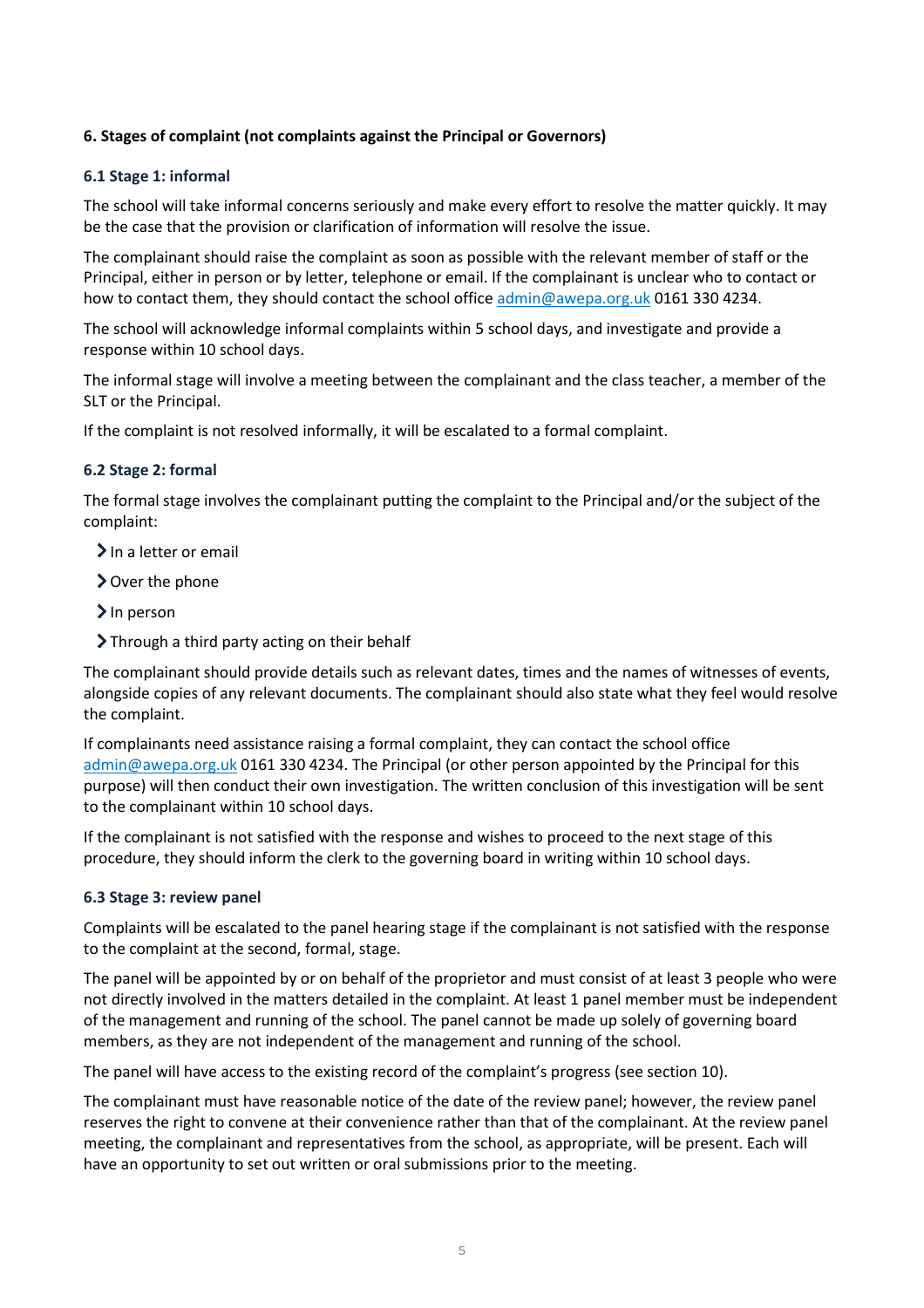### 6. Stages of complaint (not complaints against the Principal or Governors)

#### 6.1 Stage 1: informal

The school will take informal concerns seriously and make every effort to resolve the matter quickly. It may be the case that the provision or clarification of information will resolve the issue.

The complainant should raise the complaint as soon as possible with the relevant member of staff or the Principal, either in person or by letter, telephone or email. If the complainant is unclear who to contact or how to contact them, they should contact the school office admin@awepa.org.uk 0161 330 4234.

The school will acknowledge informal complaints within 5 school days, and investigate and provide a response within 10 school days.

The informal stage will involve a meeting between the complainant and the class teacher, a member of the SLT or the Principal.

If the complaint is not resolved informally, it will be escalated to a formal complaint.

#### 6.2 Stage 2: formal

The formal stage involves the complainant putting the complaint to the Principal and/or the subject of the complaint:

- In a letter or email
- Over the phone
- In person
- Through a third party acting on their behalf

The complainant should provide details such as relevant dates, times and the names of witnesses of events, alongside copies of any relevant documents. The complainant should also state what they feel would resolve the complaint.

If complainants need assistance raising a formal complaint, they can contact the school office admin@awepa.org.uk 0161 330 4234. The Principal (or other person appointed by the Principal for this purpose) will then conduct their own investigation. The written conclusion of this investigation will be sent to the complainant within 10 school days.

If the complainant is not satisfied with the response and wishes to proceed to the next stage of this procedure, they should inform the clerk to the governing board in writing within 10 school days.

#### 6.3 Stage 3: review panel

Complaints will be escalated to the panel hearing stage if the complainant is not satisfied with the response to the complaint at the second, formal, stage.

The panel will be appointed by or on behalf of the proprietor and must consist of at least 3 people who were not directly involved in the matters detailed in the complaint. At least 1 panel member must be independent of the management and running of the school. The panel cannot be made up solely of governing board members, as they are not independent of the management and running of the school.

The panel will have access to the existing record of the complaint's progress (see section 10).

The complainant must have reasonable notice of the date of the review panel; however, the review panel reserves the right to convene at their convenience rather than that of the complainant. At the review panel meeting, the complainant and representatives from the school, as appropriate, will be present. Each will have an opportunity to set out written or oral submissions prior to the meeting.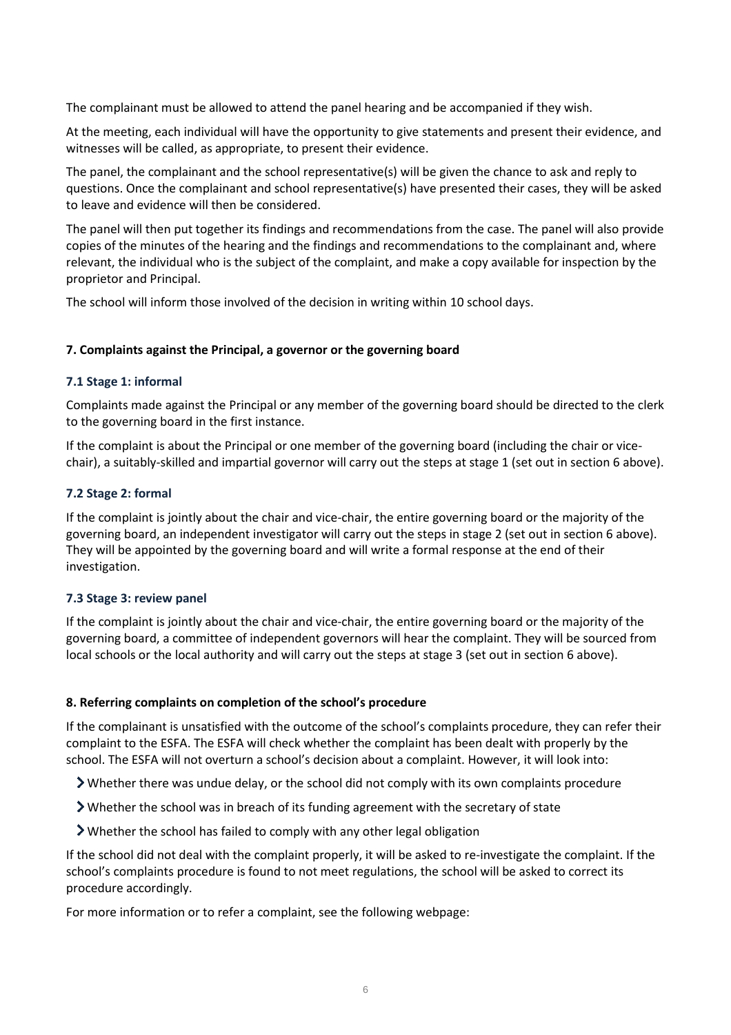The complainant must be allowed to attend the panel hearing and be accompanied if they wish.

At the meeting, each individual will have the opportunity to give statements and present their evidence, and witnesses will be called, as appropriate, to present their evidence.

The panel, the complainant and the school representative(s) will be given the chance to ask and reply to questions. Once the complainant and school representative(s) have presented their cases, they will be asked to leave and evidence will then be considered.

The panel will then put together its findings and recommendations from the case. The panel will also provide copies of the minutes of the hearing and the findings and recommendations to the complainant and, where relevant, the individual who is the subject of the complaint, and make a copy available for inspection by the proprietor and Principal.

The school will inform those involved of the decision in writing within 10 school days.

## 7. Complaints against the Principal, a governor or the governing board

### 7.1 Stage 1: informal

Complaints made against the Principal or any member of the governing board should be directed to the clerk to the governing board in the first instance.

If the complaint is about the Principal or one member of the governing board (including the chair or vice-chair), a suitably-skilled and impartial governor will carry out the steps at stage 1 (set out in section 6 above).

### 7.2 Stage 2: formal

If the complaint is jointly about the chair and vice-chair, the entire governing board or the majority of the governing board, an independent investigator will carry out the steps in stage 2 (set out in section 6 above). They will be appointed by the governing board and will write a formal response at the end of their investigation.

### 7.3 Stage 3: review panel

If the complaint is jointly about the chair and vice-chair, the entire governing board or the majority of the governing board, a committee of independent governors will hear the complaint. They will be sourced from local schools or the local authority and will carry out the steps at stage 3 (set out in section 6 above).

## 8. Referring complaints on completion of the school's procedure

If the complainant is unsatisfied with the outcome of the school's complaints procedure, they can refer their complaint to the ESFA. The ESFA will check whether the complaint has been dealt with properly by the school. The ESFA will not overturn a school's decision about a complaint. However, it will look into:

- Whether there was undue delay, or the school did not comply with its own complaints procedure
- Whether the school was in breach of its funding agreement with the secretary of state
- Whether the school has failed to comply with any other legal obligation

If the school did not deal with the complaint properly, it will be asked to re-investigate the complaint. If the school's complaints procedure is found to not meet regulations, the school will be asked to correct its procedure accordingly.

For more information or to refer a complaint, see the following webpage: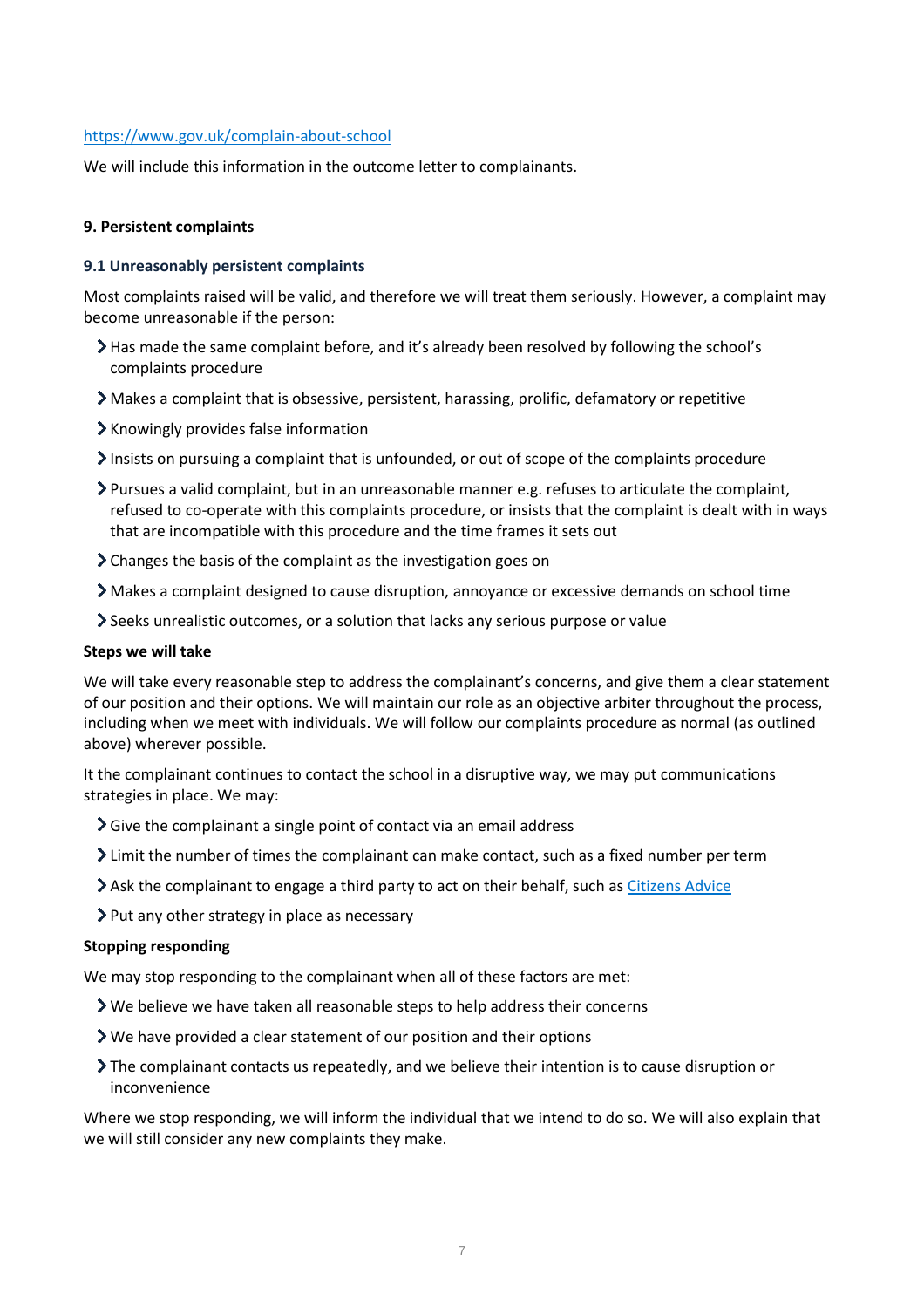[https://www.gov.uk/complain-about-school](https://www.gov.uk/complain-about-school)

We will include this information in the outcome letter to complainants.

## 9. Persistent complaints

### 9.1 Unreasonably persistent complaints

Most complaints raised will be valid, and therefore we will treat them seriously. However, a complaint may become unreasonable if the person:

- Has made the same complaint before, and it's already been resolved by following the school's complaints procedure
- Makes a complaint that is obsessive, persistent, harassing, prolific, defamatory or repetitive
- Knowingly provides false information
- Insists on pursuing a complaint that is unfounded, or out of scope of the complaints procedure
- Pursues a valid complaint, but in an unreasonable manner e.g. refuses to articulate the complaint, refused to co-operate with this complaints procedure, or insists that the complaint is dealt with in ways that are incompatible with this procedure and the time frames it sets out
- Changes the basis of the complaint as the investigation goes on
- Makes a complaint designed to cause disruption, annoyance or excessive demands on school time
- Seeks unrealistic outcomes, or a solution that lacks any serious purpose or value

**Steps we will take**

We will take every reasonable step to address the complainant's concerns, and give them a clear statement of our position and their options. We will maintain our role as an objective arbiter throughout the process, including when we meet with individuals. We will follow our complaints procedure as normal (as outlined above) wherever possible.

It the complainant continues to contact the school in a disruptive way, we may put communications strategies in place. We may:

- Give the complainant a single point of contact via an email address
- Limit the number of times the complainant can make contact, such as a fixed number per term
- Ask the complainant to engage a third party to act on their behalf, such as Citizens Advice
- Put any other strategy in place as necessary

**Stopping responding**

We may stop responding to the complainant when all of these factors are met:

- We believe we have taken all reasonable steps to help address their concerns
- We have provided a clear statement of our position and their options
- The complainant contacts us repeatedly, and we believe their intention is to cause disruption or inconvenience

Where we stop responding, we will inform the individual that we intend to do so. We will also explain that we will still consider any new complaints they make.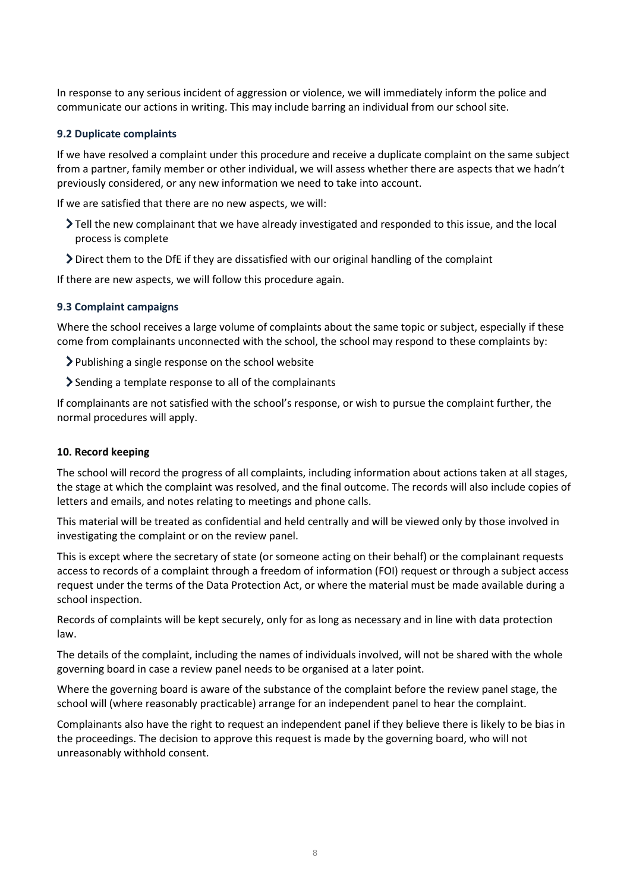In response to any serious incident of aggression or violence, we will immediately inform the police and communicate our actions in writing. This may include barring an individual from our school site.

### 9.2 Duplicate complaints

If we have resolved a complaint under this procedure and receive a duplicate complaint on the same subject from a partner, family member or other individual, we will assess whether there are aspects that we hadn't previously considered, or any new information we need to take into account.

If we are satisfied that there are no new aspects, we will:

- Tell the new complainant that we have already investigated and responded to this issue, and the local process is complete
- Direct them to the DfE if they are dissatisfied with our original handling of the complaint

If there are new aspects, we will follow this procedure again.

### 9.3 Complaint campaigns

Where the school receives a large volume of complaints about the same topic or subject, especially if these come from complainants unconnected with the school, the school may respond to these complaints by:

- Publishing a single response on the school website
- Sending a template response to all of the complainants

If complainants are not satisfied with the school's response, or wish to pursue the complaint further, the normal procedures will apply.

## 10. Record keeping

The school will record the progress of all complaints, including information about actions taken at all stages, the stage at which the complaint was resolved, and the final outcome. The records will also include copies of letters and emails, and notes relating to meetings and phone calls.

This material will be treated as confidential and held centrally and will be viewed only by those involved in investigating the complaint or on the review panel.

This is except where the secretary of state (or someone acting on their behalf) or the complainant requests access to records of a complaint through a freedom of information (FOI) request or through a subject access request under the terms of the Data Protection Act, or where the material must be made available during a school inspection.

Records of complaints will be kept securely, only for as long as necessary and in line with data protection law.

The details of the complaint, including the names of individuals involved, will not be shared with the whole governing board in case a review panel needs to be organised at a later point.

Where the governing board is aware of the substance of the complaint before the review panel stage, the school will (where reasonably practicable) arrange for an independent panel to hear the complaint.

Complainants also have the right to request an independent panel if they believe there is likely to be bias in the proceedings. The decision to approve this request is made by the governing board, who will not unreasonably withhold consent.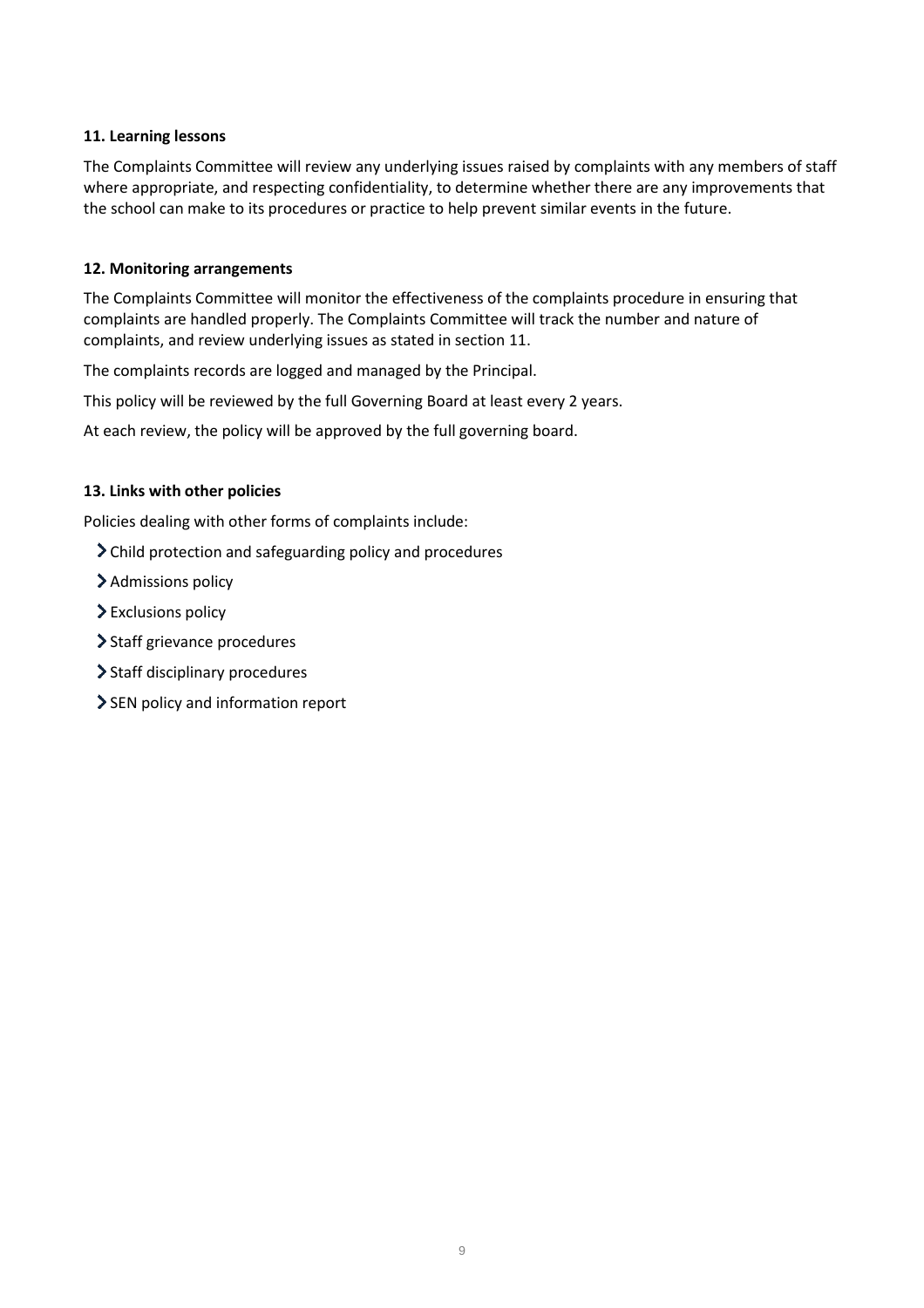### 11. Learning lessons

The Complaints Committee will review any underlying issues raised by complaints with any members of staff where appropriate, and respecting confidentiality, to determine whether there are any improvements that the school can make to its procedures or practice to help prevent similar events in the future.

### 12. Monitoring arrangements

The Complaints Committee will monitor the effectiveness of the complaints procedure in ensuring that complaints are handled properly. The Complaints Committee will track the number and nature of complaints, and review underlying issues as stated in section 11.

The complaints records are logged and managed by the Principal.

This policy will be reviewed by the full Governing Board at least every 2 years.

At each review, the policy will be approved by the full governing board.

### 13. Links with other policies

Policies dealing with other forms of complaints include:

- Child protection and safeguarding policy and procedures
- Admissions policy
- Exclusions policy
- Staff grievance procedures
- Staff disciplinary procedures
- SEN policy and information report